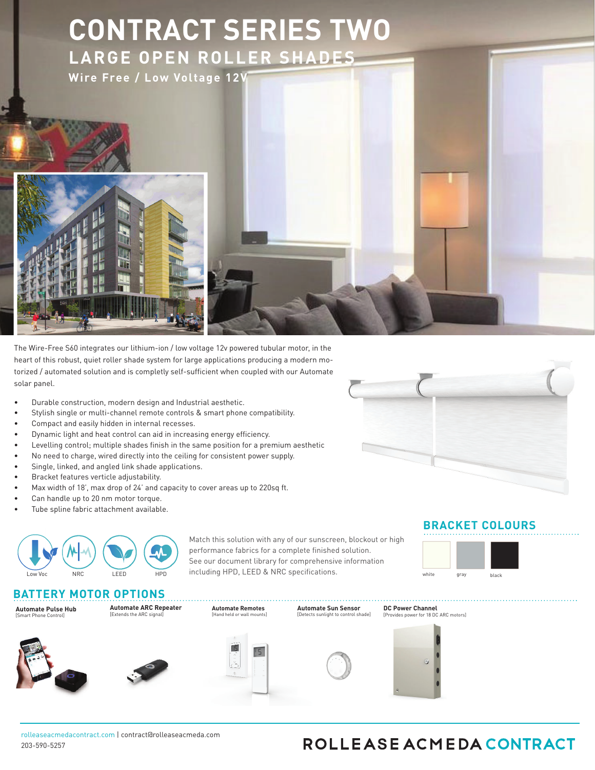# CONTRACT SERIES TWO

## LARGE OPEN ROLLER SHADES

**Wire Free / Low Voltage 12V**

The Wire-Free S60 integrates our lithium-ion / low voltage 12v powered tubular motor, in the heart of this robust, quiet roller shade system for large applications producing a modern motorized / automated solution and is completly self-sufficient when coupled with our Automate solar panel.

- Durable construction, modern design and Industrial aesthetic.
- Stylish single or multi-channel remote controls & smart phone compatibility.
- Compact and easily hidden in internal recesses.
- Dynamic light and heat control can aid in increasing energy efficiency.
- Levelling control; multiple shades finish in the same position for a premium aesthetic
- No need to charge, wired directly into the ceiling for consistent power supply.
- Single, linked, and angled link shade applications.
- Bracket features verticle adjustability.
- Max width of 18', max drop of 24' and capacity to cover areas up to 220sq ft.
- Can handle up to 20 nm motor torque.
- Tube spline fabric attachment available.

Low Voc | NRC | LEED | HPD

Match this solution with any of our sunscreen, blockout or high performance fabrics for a complete finished solution. See our document library for comprehensive information including HPD, LEED & NRC specifications.

## BRACKET COLOURS

white | gray | black

## BATTERY MOTOR OPTIONS

**Automate Pulse Hub**
[Smart Phone Control]

**Automate ARC Repeater**
[Extends the ARC signal]

**Automate Remotes**
[Hand held or wall mounts]

**Automate Sun Sensor**
[Detects sunlight to control shade]

**DC Power Channel**
[Provides power for 18 DC ARC motors]

rolleaseacmedacontract.com | contract@rolleaseacmeda.com
203-590-5257

ROLLEASE ACMEDA CONTRACT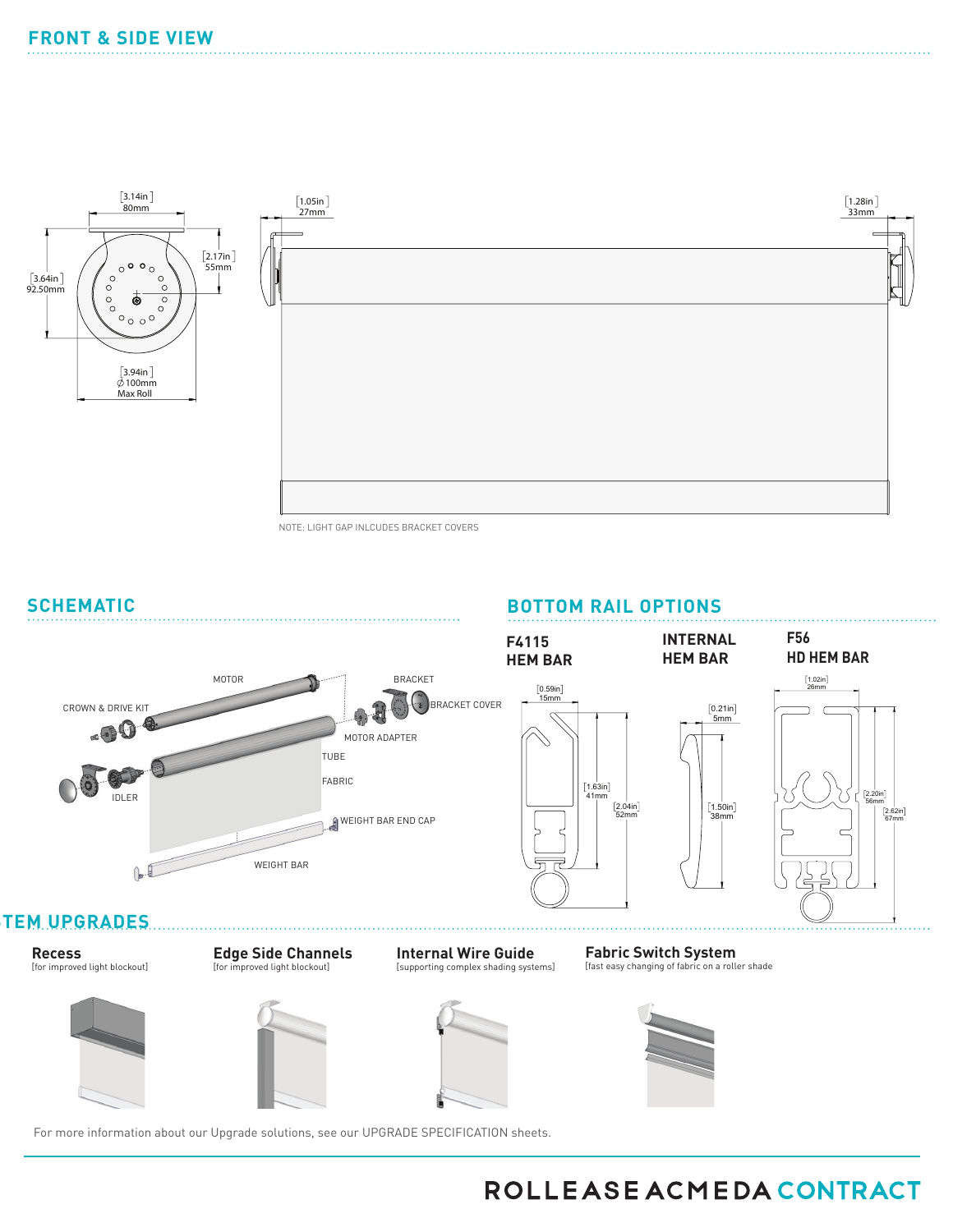## FRONT & SIDE VIEW

[3.14in]
80mm

[2.17in]
55mm

[3.64in]
92.50mm

[3.94in]
∅100mm
Max Roll

[1.05in]
27mm

[1.28in]
33mm

NOTE: LIGHT GAP INLCUDES BRACKET COVERS

## SCHEMATIC

MOTOR
BRACKET
BRACKET COVER
CROWN & DRIVE KIT
MOTOR ADAPTER
TUBE
FABRIC
IDLER
WEIGHT BAR END CAP
WEIGHT BAR

## BOTTOM RAIL OPTIONS

### F4115 HEM BAR

[0.59in]
15mm

[1.63in]
41mm

[2.04in]
52mm

### INTERNAL HEM BAR

[0.21in]
5mm

[1.50in]
38mm

### F56 HD HEM BAR

[1.02in]
26mm

[2.20in]
56mm

[2.62in]
67mm

## TEM UPGRADES

**Recess**
[for improved light blockout]

**Edge Side Channels**
[for improved light blockout]

**Internal Wire Guide**
[supporting complex shading systems]

**Fabric Switch System**
[fast easy changing of fabric on a roller shade

For more information about our Upgrade solutions, see our UPGRADE SPECIFICATION sheets.

ROLLEASE ACMEDA CONTRACT